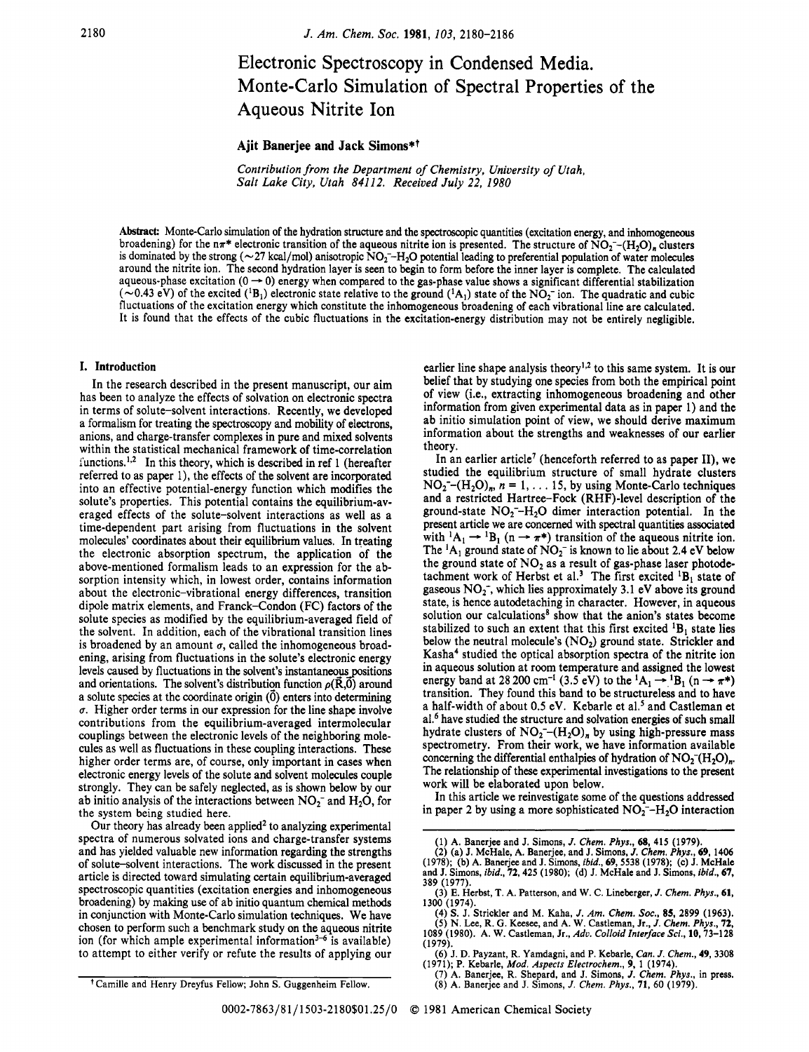# Electronic Spectroscopy in Condensed Media. Monte-Carlo Simulation of Spectral Properties of the Aqueous Nitrite Ion

**Ajit Banerjee and Jack Simons\*†**

*Contribution from the Department of Chemistry, University of Utah, Salt Lake City, Utah 84112. Received July 22, 1980*

**Abstract:** Monte-Carlo simulation of the hydration structure and the spectroscopic quantities (excitation energy, and inhomogeneous broadening) for the $n\pi^*$ electronic transition of the aqueous nitrite ion is presented. The structure of $NO_2^-$–$(H_2O)_n$ clusters is dominated by the strong (~27 kcal/mol) anisotropic $NO_2^-$–$H_2O$ potential leading to preferential population of water molecules around the nitrite ion. The second hydration layer is seen to begin to form before the inner layer is complete. The calculated aqueous-phase excitation ($0 \rightarrow 0$) energy when compared to the gas-phase value shows a significant differential stabilization (~0.43 eV) of the excited ($^1B_1$) electronic state relative to the ground ($^1A_1$) state of the $NO_2^-$ ion. The quadratic and cubic fluctuations of the excitation energy which constitute the inhomogeneous broadening of each vibrational line are calculated. It is found that the effects of the cubic fluctuations in the excitation-energy distribution may not be entirely negligible.

## I. Introduction

In the research described in the present manuscript, our aim has been to analyze the effects of solvation on electronic spectra in terms of solute–solvent interactions. Recently, we developed a formalism for treating the spectroscopy and mobility of electrons, anions, and charge-transfer complexes in pure and mixed solvents within the statistical mechanical framework of time-correlation functions.[1,2] In this theory, which is described in ref 1 (hereafter referred to as paper 1), the effects of the solvent are incorporated into an effective potential-energy function which modifies the solute's properties. This potential contains the equilibrium-averaged effects of the solute–solvent interactions as well as a time-dependent part arising from fluctuations in the solvent molecules' coordinates about their equilibrium values. In treating the electronic absorption spectrum, the application of the above-mentioned formalism leads to an expression for the absorption intensity which, in lowest order, contains information about the electronic-vibrational energy differences, transition dipole matrix elements, and Franck–Condon (FC) factors of the solute species as modified by the equilibrium-averaged field of the solvent. In addition, each of the vibrational transition lines is broadened by an amount $\sigma$, called the inhomogeneous broadening, arising from fluctuations in the solute's electronic energy levels caused by fluctuations in the solvent's instantaneous positions and orientations. The solvent's distribution function $\rho(\vec{R},\vec{0})$ around a solute species at the coordinate origin ($\vec{0}$) enters into determining $\sigma$. Higher order terms in our expression for the line shape involve contributions from the equilibrium-averaged intermolecular couplings between the electronic levels of the neighboring molecules as well as fluctuations in these coupling interactions. These higher order terms are, of course, only important in cases when electronic energy levels of the solute and solvent molecules couple strongly. They can be safely neglected, as is shown below by our ab initio analysis of the interactions between $NO_2^-$ and $H_2O$, for the system being studied here.

Our theory has already been applied[2] to analyzing experimental spectra of numerous solvated ions and charge-transfer systems and has yielded valuable new information regarding the strengths of solute–solvent interactions. The work discussed in the present article is directed toward simulating certain equilibrium-averaged spectroscopic quantities (excitation energies and inhomogeneous broadening) by making use of ab initio quantum chemical methods in conjunction with Monte-Carlo simulation techniques. We have chosen to perform such a benchmark study on the aqueous nitrite ion (for which ample experimental information[3-6] is available) to attempt to either verify or refute the results of applying our earlier line shape analysis theory[1,2] to this same system. It is our belief that by studying one species from both the empirical point of view (i.e., extracting inhomogeneous broadening and other information from given experimental data as in paper 1) and the ab initio simulation point of view, we should derive maximum information about the strengths and weaknesses of our earlier theory.

In an earlier article[7] (henceforth referred to as paper II), we studied the equilibrium structure of small hydrate clusters $NO_2^-$–$(H_2O)_n$, $n = 1, \ldots 15$, by using Monte-Carlo techniques and a restricted Hartree–Fock (RHF)-level description of the ground-state $NO_2^-$–$H_2O$ dimer interaction potential. In the present article we are concerned with spectral quantities associated with $^1A_1 \rightarrow {}^1B_1$ ($n \rightarrow \pi^*$) transition of the aqueous nitrite ion. The $^1A_1$ ground state of $NO_2^-$ is known to lie about 2.4 eV below the ground state of $NO_2$ as a result of gas-phase laser photodetachment work of Herbst et al.[3] The first excited $^1B_1$ state of gaseous $NO_2^-$, which lies approximately 3.1 eV above its ground state, is hence autodetaching in character. However, in aqueous solution our calculations[8] show that the anion's states become stabilized to such an extent that this first excited $^1B_1$ state lies below the neutral molecule's ($NO_2$) ground state. Strickler and Kasha[4] studied the optical absorption spectra of the nitrite ion in aqueous solution at room temperature and assigned the lowest energy band at 28 200 cm$^{-1}$ (3.5 eV) to the $^1A_1 \rightarrow {}^1B_1$ ($n \rightarrow \pi^*$) transition. They found this band to be structureless and to have a half-width of about 0.5 eV. Kebarle et al.[5] and Castleman et al.[6] have studied the structure and solvation energies of such small hydrate clusters of $NO_2^-$–$(H_2O)_n$ by using high-pressure mass spectrometry. From their work, we have information available concerning the differential enthalpies of hydration of $NO_2^-(H_2O)_n$. The relationship of these experimental investigations to the present work will be elaborated upon below.

In this article we reinvestigate some of the questions addressed in paper 2 by using a more sophisticated $NO_2^-$–$H_2O$ interaction

(1) A. Banerjee and J. Simons, *J. Chem. Phys.*, **68**, 415 (1979).
(2) (a) J. McHale, A. Banerjee, and J. Simons, *J. Chem. Phys.*, **69**, 1406 (1978); (b) A. Banerjee and J. Simons, *ibid.*, **69**, 5538 (1978); (c) J. McHale and J. Simons, *ibid.*, **72**, 425 (1980); (d) J. McHale and J. Simons, *ibid.*, **67**, 389 (1977).
(3) E. Herbst, T. A. Patterson, and W. C. Lineberger, *J. Chem. Phys.*, **61**, 1300 (1974).
(4) S. J. Strickler and M. Kaha, *J. Am. Chem. Soc.*, **85**, 2899 (1963).
(5) N. Lee, R. G. Keesee, and A. W. Castleman, Jr., *J. Chem. Phys.*, **72**, 1089 (1980). A. W. Castleman, Jr., *Adv. Colloid Interface Sci.*, **10**, 73–128 (1979).
(6) J. D. Payzant, R. Yamdagni, and P. Kebarle, *Can. J. Chem.*, **49**, 3308 (1971); P. Kebarle, *Mod. Aspects Electrochem.*, **9**, 1 (1974).
(7) A. Banerjee, R. Shepard, and J. Simons, *J. Chem. Phys.*, in press.
(8) A. Banerjee and J. Simons, *J. Chem. Phys.*, **71**, 60 (1979).

† Camille and Henry Dreyfus Fellow; John S. Guggenheim Fellow.

0002-7863/81/1503-2180$01.25/0 © 1981 American Chemical Society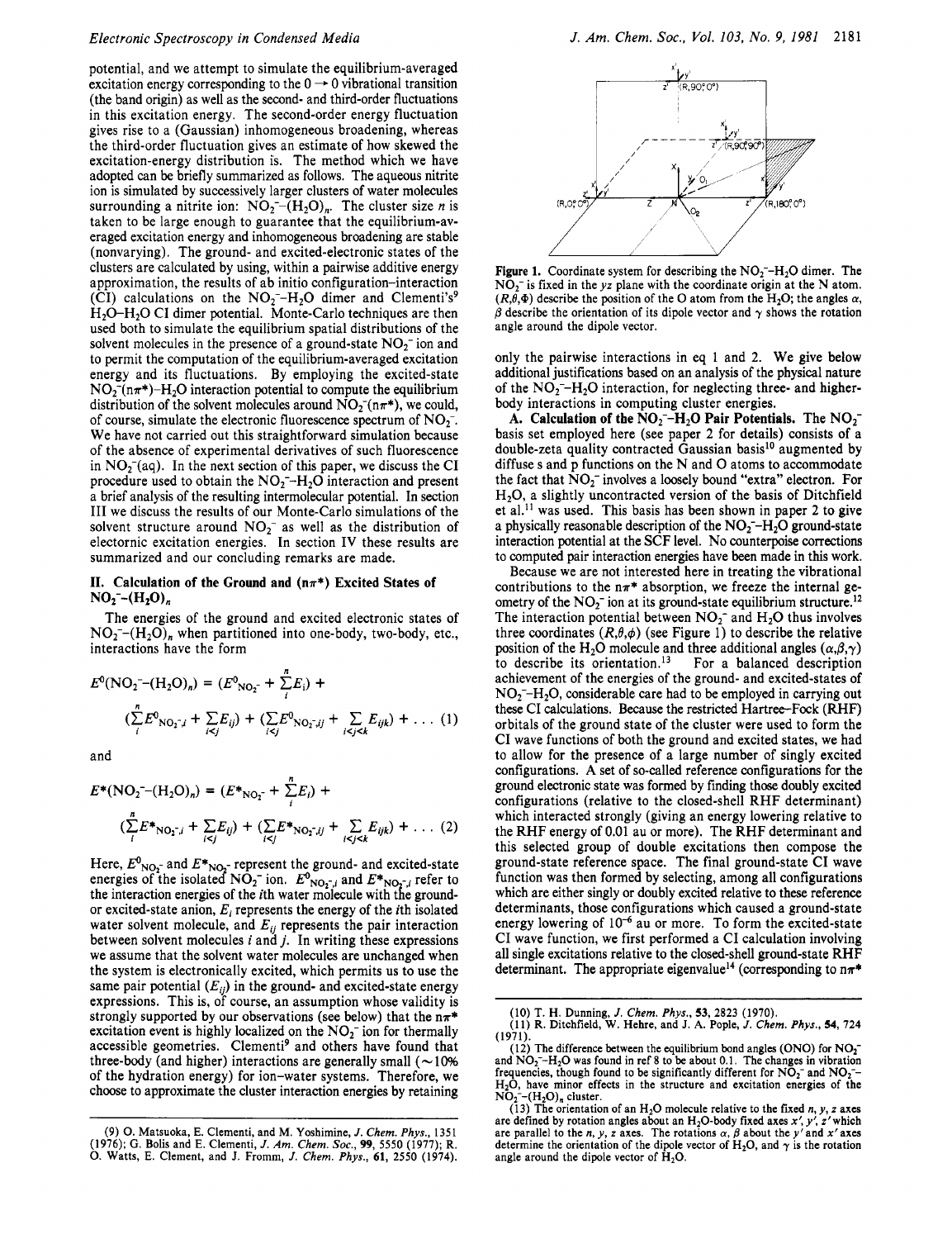potential, and we attempt to simulate the equilibrium-averaged excitation energy corresponding to the $0 \rightarrow 0$ vibrational transition (the band origin) as well as the second- and third-order fluctuations in this excitation energy. The second-order energy fluctuation gives rise to a (Gaussian) inhomogeneous broadening, whereas the third-order fluctuation gives an estimate of how skewed the excitation-energy distribution is. The method which we have adopted can be briefly summarized as follows. The aqueous nitrite ion is simulated by successively larger clusters of water molecules surrounding a nitrite ion: $NO_2^--(H_2O)_n$. The cluster size $n$ is taken to be large enough to guarantee that the equilibrium-averaged excitation energy and inhomogeneous broadening are stable (nonvarying). The ground- and excited-electronic states of the clusters are calculated by using, within a pairwise additive energy approximation, the results of ab initio configuration-interaction (CI) calculations on the $NO_2^--H_2O$ dimer and Clementi's[9] $H_2O-H_2O$ CI dimer potential. Monte-Carlo techniques are then used both to simulate the equilibrium spatial distributions of the solvent molecules in the presence of a ground-state $NO_2^-$ ion and to permit the computation of the equilibrium-averaged excitation energy and its fluctuations. By employing the excited-state $NO_2^-(n\pi^*)-H_2O$ interaction potential to compute the equilibrium distribution of the solvent molecules around $NO_2^-(n\pi^*)$, we could, of course, simulate the electronic fluorescence spectrum of $NO_2^-$. We have not carried out this straightforward simulation because of the absence of experimental derivatives of such fluorescence in $NO_2^-(aq)$. In the next section of this paper, we discuss the CI procedure used to obtain the $NO_2^--H_2O$ interaction and present a brief analysis of the resulting intermolecular potential. In section III we discuss the results of our Monte-Carlo simulations of the solvent structure around $NO_2^-$ as well as the distribution of electronic excitation energies. In section IV these results are summarized and our concluding remarks are made.

## II. Calculation of the Ground and ($n\pi^*$) Excited States of $NO_2^--(H_2O)_n$

The energies of the ground and excited electronic states of $NO_2^--(H_2O)_n$ when partitioned into one-body, two-body, etc., interactions have the form

$$E^0(NO_2^--(H_2O)_n) = (E^0_{NO_2^-} + \sum_i^n E_i) + (\sum_i^n E^0_{NO_2^-,i} + \sum_{i<j} E_{ij}) + (\sum_{i<j} E^0_{NO_2^-,ij} + \sum_{i<j<k} E_{ijk}) + \ldots \quad (1)$$

and

$$E^*(NO_2^--(H_2O)_n) = (E^*_{NO_2^-} + \sum_i^n E_i) + (\sum_i^n E^*_{NO_2^-,i} + \sum_{i<j} E_{ij}) + (\sum_{i<j} E^*_{NO_2^-,ij} + \sum_{i<j<k} E_{ijk}) + \ldots \quad (2)$$

Here, $E^0_{NO_2^-}$ and $E^*_{NO_2^-}$ represent the ground- and excited-state energies of the isolated $NO_2^-$ ion. $E^0_{NO_2^-,i}$ and $E^*_{NO_2^-,i}$ refer to the interaction energies of the $i$th water molecule with the ground- or excited-state anion, $E_i$ represents the energy of the $i$th isolated water solvent molecule, and $E_{ij}$ represents the pair interaction between solvent molecules $i$ and $j$. In writing these expressions we assume that the solvent water molecules are unchanged when the system is electronically excited, which permits us to use the same pair potential ($E_{ij}$) in the ground- and excited-state energy expressions. This is, of course, an assumption whose validity is strongly supported by our observations (see below) that the $n\pi^*$ excitation event is highly localized on the $NO_2^-$ ion for thermally accessible geometries. Clementi[9] and others have found that three-body (and higher) interactions are generally small (~10% of the hydration energy) for ion-water systems. Therefore, we choose to approximate the cluster interaction energies by retaining

(R,90°,0°)

(R,90°,90°)

(R,0°,0°)

(R,180°,0°)

Figure 1. Coordinate system for describing the $NO_2^--H_2O$ dimer. The $NO_2^-$ is fixed in the $yz$ plane with the coordinate origin at the N atom. $(R,\theta,\Phi)$ describe the position of the O atom from the $H_2O$; the angles $\alpha$, $\beta$ describe the orientation of its dipole vector and $\gamma$ shows the rotation angle around the dipole vector.

only the pairwise interactions in eq 1 and 2. We give below additional justifications based on an analysis of the physical nature of the $NO_2^--H_2O$ interaction, for neglecting three- and higher-body interactions in computing cluster energies.

**A. Calculation of the $NO_2^--H_2O$ Pair Potentials.** The $NO_2^-$ basis set employed here (see paper 2 for details) consists of a double-zeta quality contracted Gaussian basis[10] augmented by diffuse s and p functions on the N and O atoms to accommodate the fact that $NO_2^-$ involves a loosely bound "extra" electron. For $H_2O$, a slightly uncontracted version of the basis of Ditchfield et al.[11] was used. This basis has been shown in paper 2 to give a physically reasonable description of the $NO_2^--H_2O$ ground-state interaction potential at the SCF level. No counterpoise corrections to computed pair interaction energies have been made in this work.

Because we are not interested here in treating the vibrational contributions to the $n\pi^*$ absorption, we freeze the internal geometry of the $NO_2^-$ ion at its ground-state equilibrium structure.[12] The interaction potential between $NO_2^-$ and $H_2O$ thus involves three coordinates $(R,\theta,\phi)$ (see Figure 1) to describe the relative position of the $H_2O$ molecule and three additional angles $(\alpha,\beta,\gamma)$ to describe its orientation.[13] For a balanced description achievement of the energies of the ground- and excited-states of $NO_2^--H_2O$, considerable care had to be employed in carrying out these CI calculations. Because the restricted Hartree-Fock (RHF) orbitals of the ground state of the cluster were used to form the CI wave functions of both the ground and excited states, we had to allow for the presence of a large number of singly excited configurations. A set of so-called reference configurations for the ground electronic state was formed by finding those doubly excited configurations (relative to the closed-shell RHF determinant) which interacted strongly (giving an energy lowering relative to the RHF energy of 0.01 au or more). The RHF determinant and this selected group of double excitations then compose the ground-state reference space. The final ground-state CI wave function was then formed by selecting, among all configurations which are either singly or doubly excited relative to these reference determinants, those configurations which caused a ground-state energy lowering of $10^{-6}$ au or more. To form the excited-state CI wave function, we first performed a CI calculation involving all single excitations relative to the closed-shell ground-state RHF determinant. The appropriate eigenvalue[14] (corresponding to $n\pi^*$

(9) O. Matsuoka, E. Clementi, and M. Yoshimine, *J. Chem. Phys.*, 1351 (1976); G. Bolis and E. Clementi, *J. Am. Chem. Soc.*, **99**, 5550 (1977); R. O. Watts, E. Clement, and J. Fromm, *J. Chem. Phys.*, **61**, 2550 (1974).

(10) T. H. Dunning, *J. Chem. Phys.*, **53**, 2823 (1970).

(11) R. Ditchfield, W. Hehre, and J. A. Pople, *J. Chem. Phys.*, **54**, 724 (1971).

(12) The difference between the equilibrium bond angles (ONO) for $NO_2^-$ and $NO_2^--H_2O$ was found in ref 8 to be about 0.1. The changes in vibration frequencies, though found to be significantly different for $NO_2^-$ and $NO_2^--H_2O$, have minor effects in the structure and excitation energies of the $NO_2^--(H_2O)_n$ cluster.

(13) The orientation of an $H_2O$ molecule relative to the fixed $n$, $y$, $z$ axes are defined by rotation angles about an $H_2O$-body fixed axes $x'$, $y'$, $z'$ which are parallel to the $n$, $y$, $z$ axes. The rotations $\alpha$, $\beta$ about the $y'$ and $x'$ axes determine the orientation of the dipole vector of $H_2O$, and $\gamma$ is the rotation angle around the dipole vector of $H_2O$.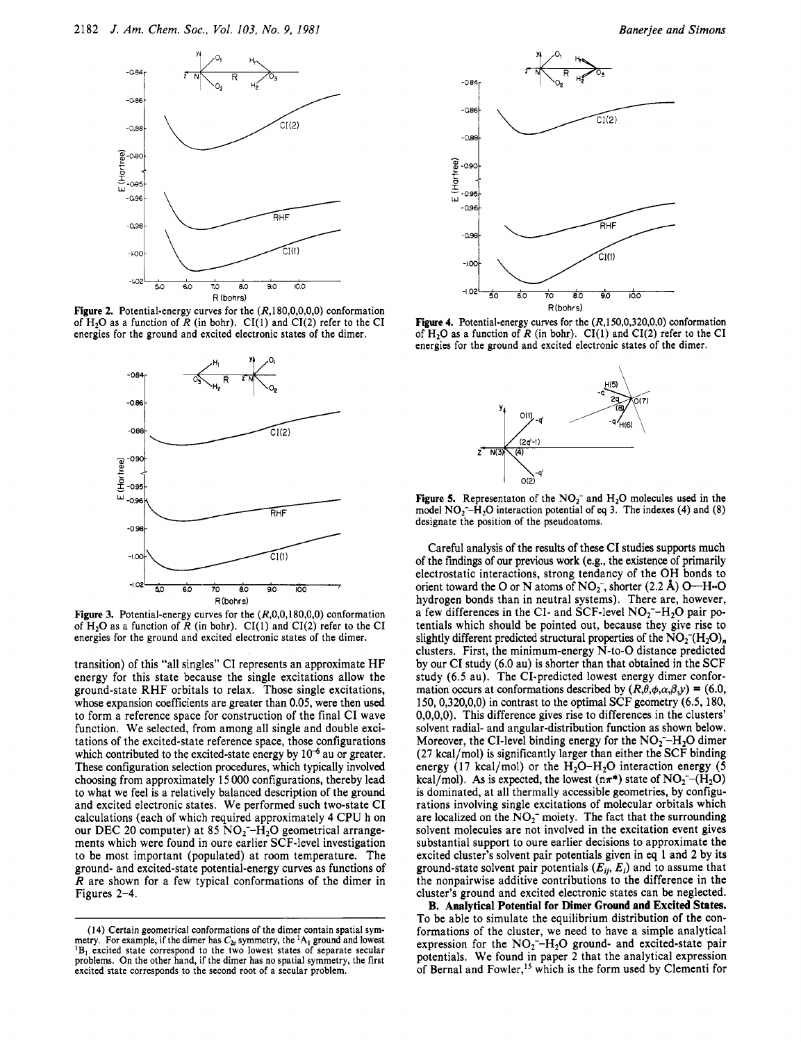-0.84
-0.86
-0.88
-0.90
-0.95
-0.96
-0.98
-1.00
-1.02
E (Hartree)
5.0 6.0 7.0 8.0 9.0 10.0
R (bohrs)
CI(2)
RHF
CI(1)

**Figure 2.** Potential-energy curves for the ($R$,180,0,0,0,0) conformation of $H_2O$ as a function of $R$ (in bohr). CI(1) and CI(2) refer to the CI energies for the ground and excited electronic states of the dimer.

-0.84
-0.86
-0.88
-0.90
-0.95
-0.96
-0.98
-1.00
-1.02
E (Hartree)
5.0 6.0 7.0 8.0 9.0 10.0
R(bohrs)
CI(2)
RHF
CI(1)

**Figure 3.** Potential-energy curves for the ($R$,0,0,180,0,0) conformation of $H_2O$ as a function of $R$ (in bohr). CI(1) and CI(2) refer to the CI energies for the ground and excited electronic states of the dimer.

transition) of this "all singles" CI represents an approximate HF energy for this state because the single excitations allow the ground-state RHF orbitals to relax. Those single excitations, whose expansion coefficients are greater than 0.05, were then used to form a reference space for construction of the final CI wave function. We selected, from among all single and double excitations of the excited-state reference space, those configurations which contributed to the excited-state energy by $10^{-6}$ au or greater. These configuration selection procedures, which typically involved choosing from approximately 15 000 configurations, thereby lead to what we feel is a relatively balanced description of the ground and excited electronic states. We performed such two-state CI calculations (each of which required approximately 4 CPU h on our DEC 20 computer) at 85 $NO_2^-$–$H_2O$ geometrical arrangements which were found in oure earlier SCF-level investigation to be most important (populated) at room temperature. The ground- and excited-state potential-energy curves as functions of $R$ are shown for a few typical conformations of the dimer in Figures 2–4.

(14) Certain geometrical conformations of the dimer contain spatial symmetry. For example, if the dimer has $C_{2v}$ symmetry, the $^1A_1$ ground and lowest $^1B_1$ excited state correspond to the two lowest states of separate secular problems. On the other hand, if the dimer has no spatial symmetry, the first excited state corresponds to the second root of a secular problem.

-0.84
-0.86
-0.88
-0.90
-0.95
-0.96
-0.98
-1.00
-1.02
E (Hartree)
5.0 6.0 7.0 8.0 9.0 10.0
R(bohrs)
CI(2)
RHF
CI(1)

**Figure 4.** Potential-energy curves for the ($R$,150,0,320,0,0) conformation of $H_2O$ as a function of $R$ (in bohr). CI(1) and CI(2) refer to the CI energies for the ground and excited electronic states of the dimer.

**Figure 5.** Representaton of the $NO_2^-$ and $H_2O$ molecules used in the model $NO_2^-$–$H_2O$ interaction potential of eq 3. The indexes (4) and (8) designate the position of the pseudoatoms.

Careful analysis of the results of these CI studies supports much of the findings of our previous work (e.g., the existence of primarily electrostatic interactions, strong tendancy of the OH bonds to orient toward the O or N atoms of $NO_2^-$, shorter (2.2 Å) O—H··O hydrogen bonds than in neutral systems). There are, however, a few differences in the CI- and SCF-level $NO_2^-$–$H_2O$ pair potentials which should be pointed out, because they give rise to slightly different predicted structural properties of the $NO_2^-(H_2O)_n$ clusters. First, the minimum-energy N-to-O distance predicted by our CI study (6.0 au) is shorter than that obtained in the SCF study (6.5 au). The CI-predicted lowest energy dimer conformation occurs at conformations described by ($R,\theta,\phi,\alpha,\beta,\gamma$) = (6.0, 150, 0,320,0,0) in contrast to the optimal SCF geometry (6.5, 180, 0,0,0,0). This difference gives rise to differences in the clusters' solvent radial- and angular-distribution function as shown below. Moreover, the CI-level binding energy for the $NO_2^-$–$H_2O$ dimer (27 kcal/mol) is significantly larger than either the SCF binding energy (17 kcal/mol) or the $H_2O$–$H_2O$ interaction energy (5 kcal/mol). As is expected, the lowest ($n\pi^*$) state of $NO_2^-$–($H_2O$) is dominated, at all thermally accessible geometries, by configurations involving single excitations of molecular orbitals which are localized on the $NO_2^-$ moiety. The fact that the surrounding solvent molecules are not involved in the excitation event gives substantial support to oure earlier decisions to approximate the excited cluster's solvent pair potentials given in eq 1 and 2 by its ground-state solvent pair potentials ($E_{ij}$, $E_i$) and to assume that the nonpairwise additive contributions to the difference in the cluster's ground and excited electronic states can be neglected.

**B. Analytical Potential for Dimer Ground and Excited States.** To be able to simulate the equilibrium distribution of the conformations of the cluster, we need to have a simple analytical expression for the $NO_2^-$–$H_2O$ ground- and excited-state pair potentials. We found in paper 2 that the analytical expression of Bernal and Fowler,[15] which is the form used by Clementi for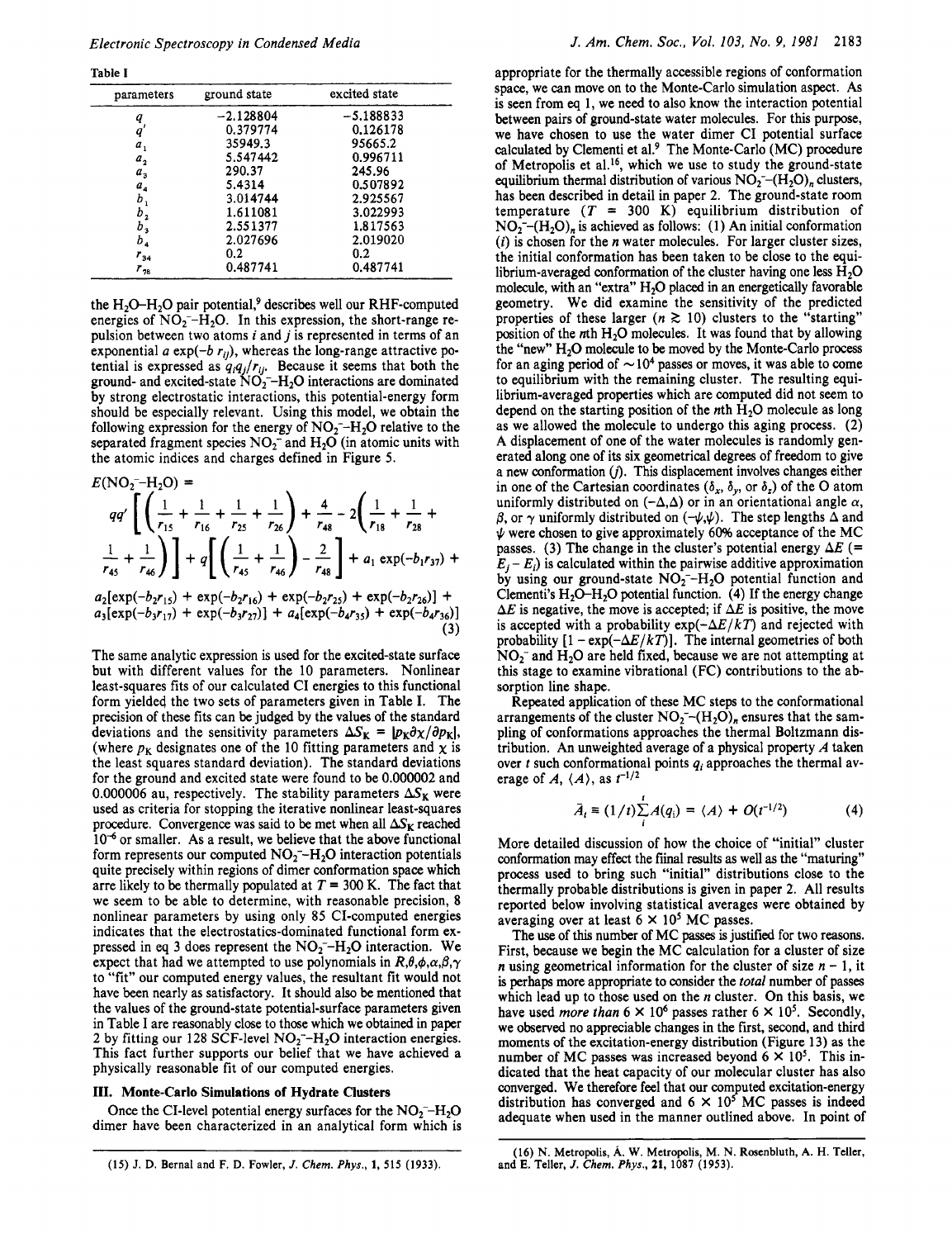Table I

| parameters | ground state | excited state |
|---|---|---|
| $q$ | −2.128804 | −5.188833 |
| $q'$ | 0.379774 | 0.126178 |
| $a_1$ | 35949.3 | 95665.2 |
| $a_2$ | 5.547442 | 0.996711 |
| $a_3$ | 290.37 | 245.96 |
| $a_4$ | 5.4314 | 0.507892 |
| $b_1$ | 3.014744 | 2.925567 |
| $b_2$ | 1.611081 | 3.022993 |
| $b_3$ | 2.551377 | 1.817563 |
| $b_4$ | 2.027696 | 2.019020 |
| $r_{34}$ | 0.2 | 0.2 |
| $r_{78}$ | 0.487741 | 0.487741 |

the $H_2O$–$H_2O$ pair potential,[9] describes well our RHF-computed energies of $NO_2^-$–$H_2O$. In this expression, the short-range repulsion between two atoms $i$ and $j$ is represented in terms of an exponential $a \exp(-b\, r_{ij})$, whereas the long-range attractive potential is expressed as $q_i q_j / r_{ij}$. Because it seems that both the ground- and excited-state $NO_2^-$–$H_2O$ interactions are dominated by strong electrostatic interactions, this potential-energy form should be especially relevant. Using this model, we obtain the following expression for the energy of $NO_2^-$–$H_2O$ relative to the separated fragment species $NO_2^-$ and $H_2O$ (in atomic units with the atomic indices and charges defined in Figure 5.

$$
\begin{aligned}
E(NO_2^-\text{–}H_2O) ={}& qq'\left[\left(\frac{1}{r_{15}}+\frac{1}{r_{16}}+\frac{1}{r_{25}}+\frac{1}{r_{26}}\right)+\frac{4}{r_{48}}-2\left(\frac{1}{r_{18}}+\frac{1}{r_{28}}+\frac{1}{r_{45}}+\frac{1}{r_{46}}\right)\right] + q\left[\left(\frac{1}{r_{45}}+\frac{1}{r_{46}}\right)-\frac{2}{r_{48}}\right] + a_1\exp(-b_1 r_{37}) +\\
& a_2[\exp(-b_2 r_{15})+\exp(-b_2 r_{16})+\exp(-b_2 r_{25})+\exp(-b_2 r_{26})] +\\
& a_3[\exp(-b_3 r_{17})+\exp(-b_3 r_{27})] + a_4[\exp(-b_4 r_{35})+\exp(-b_4 r_{36})]
\end{aligned}
\tag{3}
$$

The same analytic expression is used for the excited-state surface but with different values for the 10 parameters. Nonlinear least-squares fits of our calculated CI energies to this functional form yielded the two sets of parameters given in Table I. The precision of these fits can be judged by the values of the standard deviations and the sensitivity parameters $\Delta S_K = |p_K \partial\chi/\partial p_K|$, (where $p_K$ designates one of the 10 fitting parameters and $\chi$ is the least squares standard deviation). The standard deviations for the ground and excited state were found to be 0.000002 and 0.000006 au, respectively. The stability parameters $\Delta S_K$ were used as criteria for stopping the iterative nonlinear least-squares procedure. Convergence was said to be met when all $\Delta S_K$ reached $10^{-6}$ or smaller. As a result, we believe that the above functional form represents our computed $NO_2^-$–$H_2O$ interaction potentials quite precisely within regions of dimer conformation space which arre likely to be thermally populated at $T = 300$ K. The fact that we seem to be able to determine, with reasonable precision, 8 nonlinear parameters by using only 85 CI-computed energies indicates that the electrostatics-dominated functional form expressed in eq 3 does represent the $NO_2^-$–$H_2O$ interaction. We expect that had we attempted to use polynomials in $R,\theta,\phi,\alpha,\beta,\gamma$ to "fit" our computed energy values, the resultant fit would not have been nearly as satisfactory. It should also be mentioned that the values of the ground-state potential-surface parameters given in Table I are reasonably close to those which we obtained in paper 2 by fitting our 128 SCF-level $NO_2^-$–$H_2O$ interaction energies. This fact further supports our belief that we have achieved a physically reasonable fit of our computed energies.

## III. Monte-Carlo Simulations of Hydrate Clusters

Once the CI-level potential energy surfaces for the $NO_2^-$–$H_2O$ dimer have been characterized in an analytical form which is appropriate for the thermally accessible regions of conformation space, we can move on to the Monte-Carlo simulation aspect. As is seen from eq 1, we need to also know the interaction potential between pairs of ground-state water molecules. For this purpose, we have chosen to use the water dimer CI potential surface calculated by Clementi et al.[9] The Monte-Carlo (MC) procedure of Metropolis et al.[16], which we use to study the ground-state equilibrium thermal distribution of various $NO_2^-$–$(H_2O)_n$ clusters, has been described in detail in paper 2. The ground-state room temperature ($T = 300$ K) equilibrium distribution of $NO_2^-$–$(H_2O)_n$ is achieved as follows: (1) An initial conformation ($i$) is chosen for the $n$ water molecules. For larger cluster sizes, the initial conformation has been taken to be close to the equilibrium-averaged conformation of the cluster having one less $H_2O$ molecule, with an "extra" $H_2O$ placed in an energetically favorable geometry. We did examine the sensitivity of the predicted properties of these larger ($n \gtrsim 10$) clusters to the "starting" position of the $n$th $H_2O$ molecules. It was found that by allowing the "new" $H_2O$ molecule to be moved by the Monte-Carlo process for an aging period of $\sim 10^4$ passes or moves, it was able to come to equilibrium with the remaining cluster. The resulting equilibrium-averaged properties which are computed did not seem to depend on the starting position of the $n$th $H_2O$ molecule as long as we allowed the molecule to undergo this aging process. (2) A displacement of one of the water molecules is randomly generated along one of its six geometrical degrees of freedom to give a new conformation ($j$). This displacement involves changes either in one of the Cartesian coordinates ($\delta_x$, $\delta_y$, or $\delta_z$) of the O atom uniformly distributed on $(-\Delta,\Delta)$ or in an orientational angle $\alpha$, $\beta$, or $\gamma$ uniformly distributed on $(-\psi,\psi)$. The step lengths $\Delta$ and $\psi$ were chosen to give approximately 60% acceptance of the MC passes. (3) The change in the cluster's potential energy $\Delta E$ ($= E_j - E_i$) is calculated within the pairwise additive approximation by using our ground-state $NO_2^-$–$H_2O$ potential function and Clementi's $H_2O$–$H_2O$ potential function. (4) If the energy change $\Delta E$ is negative, the move is accepted; if $\Delta E$ is positive, the move is accepted with a probability $\exp(-\Delta E/kT)$ and rejected with probability $[1 - \exp(-\Delta E/kT)]$. The internal geometries of both $NO_2^-$ and $H_2O$ are held fixed, because we are not attempting at this stage to examine vibrational (FC) contributions to the absorption line shape.

Repeated application of these MC steps to the conformational arrangements of the cluster $NO_2^-$–$(H_2O)_n$ ensures that the sampling of conformations approaches the thermal Boltzmann distribution. An unweighted average of a physical property $A$ taken over $t$ such conformational points $q_i$ approaches the thermal average of $A$, $\langle A \rangle$, as $t^{-1/2}$

$$
\bar{A}_t \equiv (1/t)\sum_i^t A(q_i) = \langle A \rangle + O(t^{-1/2}) \tag{4}
$$

More detailed discussion of how the choice of "initial" cluster conformation may effect the fiinal results as well as the "maturing" process used to bring such "initial" distributions close to the thermally probable distributions is given in paper 2. All results reported below involving statistical averages were obtained by averaging over at least $6 \times 10^5$ MC passes.

The use of this number of MC passes is justified for two reasons. First, because we begin the MC calculation for a cluster of size $n$ using geometrical information for the cluster of size $n - 1$, it is perhaps more appropriate to consider the *total* number of passes which lead up to those used on the $n$ cluster. On this basis, we have used *more than* $6 \times 10^6$ passes rather $6 \times 10^5$. Secondly, we observed no appreciable changes in the first, second, and third moments of the excitation-energy distribution (Figure 13) as the number of MC passes was increased beyond $6 \times 10^5$. This indicated that the heat capacity of our molecular cluster has also converged. We therefore feel that our computed excitation-energy distribution has converged and $6 \times 10^5$ MC passes is indeed adequate when used in the manner outlined above. In point of

(15) J. D. Bernal and F. D. Fowler, *J. Chem. Phys.*, **1**, 515 (1933).

(16) N. Metropolis, Å. W. Metropolis, M. N. Rosenbluth, A. H. Teller, and E. Teller, *J. Chem. Phys.*, **21**, 1087 (1953).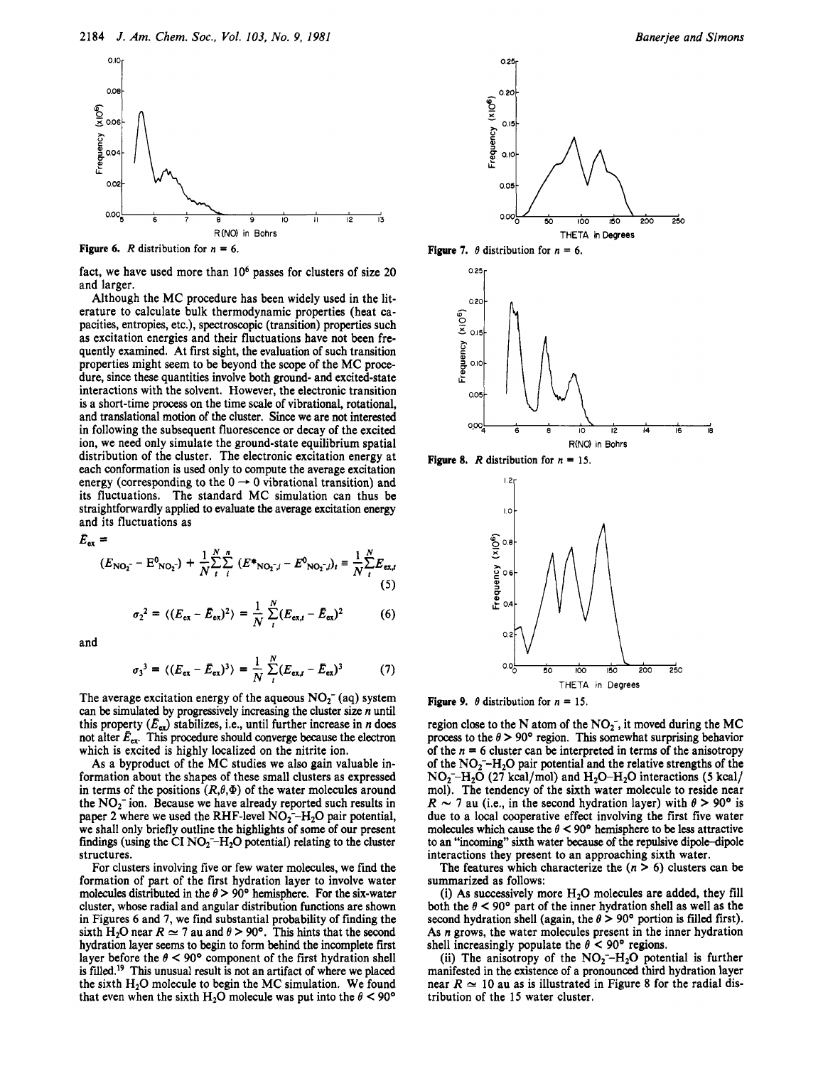0.10
0.08
0.06
0.04
0.02
0.00
Frequency (x10^6)
5 6 7 8 9 10 11 12 13
R(NO) in Bohrs

**Figure 6.** $R$ distribution for $n = 6$.

fact, we have used more than $10^6$ passes for clusters of size 20 and larger.

Although the MC procedure has been widely used in the literature to calculate bulk thermodynamic properties (heat capacities, entropies, etc.), spectroscopic (transition) properties such as excitation energies and their fluctuations have not been frequently examined. At first sight, the evaluation of such transition properties might seem to be beyond the scope of the MC procedure, since these quantities involve both ground- and excited-state interactions with the solvent. However, the electronic transition is a short-time process on the time scale of vibrational, rotational, and translational motion of the cluster. Since we are not interested in following the subsequent fluorescence or decay of the excited ion, we need only simulate the ground-state equilibrium spatial distribution of the cluster. The electronic excitation energy at each conformation is used only to compute the average excitation energy (corresponding to the $0 \rightarrow 0$ vibrational transition) and its fluctuations. The standard MC simulation can thus be straightforwardly applied to evaluate the average excitation energy and its fluctuations as

$$\bar{E}_{ex} = (E_{NO_2^-} - E^0_{NO_2^-}) + \frac{1}{N}\sum_t^N\sum_i^n (E^*_{NO_2^-,i} - E^0_{NO_2^-,i})_t \equiv \frac{1}{N}\sum_t^N E_{ex,t} \quad (5)$$

$$\sigma_2^2 = \langle (E_{ex} - \bar{E}_{ex})^2 \rangle = \frac{1}{N}\sum_t^N (E_{ex,t} - \bar{E}_{ex})^2 \quad (6)$$

and

$$\sigma_3^3 = \langle (E_{ex} - \bar{E}_{ex})^3 \rangle = \frac{1}{N}\sum_t^N (E_{ex,t} - \bar{E}_{ex})^3 \quad (7)$$

The average excitation energy of the aqueous $NO_2^-$ (aq) system can be simulated by progressively increasing the cluster size $n$ until this property ($\bar{E}_{ex}$) stabilizes, i.e., until further increase in $n$ does not alter $\bar{E}_{ex}$. This procedure should converge because the electron which is excited is highly localized on the nitrite ion.

As a byproduct of the MC studies we also gain valuable information about the shapes of these small clusters as expressed in terms of the positions ($R,\theta,\Phi$) of the water molecules around the $NO_2^-$ ion. Because we have already reported such results in paper 2 where we used the RHF-level $NO_2^-$–$H_2O$ pair potential, we shall only briefly outline the highlights of some of our present findings (using the CI $NO_2^-$–$H_2O$ potential) relating to the cluster structures.

For clusters involving five or few water molecules, we find the formation of part of the first hydration layer to involve water molecules distributed in the $\theta > 90°$ hemisphere. For the six-water cluster, whose radial and angular distribution functions are shown in Figures 6 and 7, we find substantial probability of finding the sixth $H_2O$ near $R \simeq 7$ au and $\theta > 90°$. This hints that the second hydration layer seems to begin to form behind the incomplete first layer before the $\theta < 90°$ component of the first hydration shell is filled.[19] This unusual result is not an artifact of where we placed the sixth $H_2O$ molecule to begin the MC simulation. We found that even when the sixth $H_2O$ molecule was put into the $\theta < 90°$

0.25
0.20
0.15
0.10
0.05
0.00
Frequency (x10^6)
0 50 100 150 200 250
THETA in Degrees

**Figure 7.** $\theta$ distribution for $n = 6$.

0.25
0.20
0.15
0.10
0.05
0.00
Frequency (x10^6)
4 6 8 10 12 14 16 18
R(NO) in Bohrs

**Figure 8.** $R$ distribution for $n = 15$.

1.2
1.0
0.8
0.6
0.4
0.2
0.0
Frequency (x10^6)
0 50 100 150 200 250
THETA in Degrees

**Figure 9.** $\theta$ distribution for $n = 15$.

region close to the N atom of the $NO_2^-$, it moved during the MC process to the $\theta > 90°$ region. This somewhat surprising behavior of the $n = 6$ cluster can be interpreted in terms of the anisotropy of the $NO_2^-$–$H_2O$ pair potential and the relative strengths of the $NO_2^-$–$H_2O$ (27 kcal/mol) and $H_2O$–$H_2O$ interactions (5 kcal/mol). The tendency of the sixth water molecule to reside near $R \sim 7$ au (i.e., in the second hydration layer) with $\theta > 90°$ is due to a local cooperative effect involving the first five water molecules which cause the $\theta < 90°$ hemisphere to be less attractive to an "incoming" sixth water because of the repulsive dipole–dipole interactions they present to an approaching sixth water.

The features which characterize the ($n > 6$) clusters can be summarized as follows:

(i) As successively more $H_2O$ molecules are added, they fill both the $\theta < 90°$ part of the inner hydration shell as well as the second hydration shell (again, the $\theta > 90°$ portion is filled first). As $n$ grows, the water molecules present in the inner hydration shell increasingly populate the $\theta < 90°$ regions.

(ii) The anisotropy of the $NO_2^-$–$H_2O$ potential is further manifested in the existence of a pronounced third hydration layer near $R \simeq 10$ au as is illustrated in Figure 8 for the radial distribution of the 15 water cluster.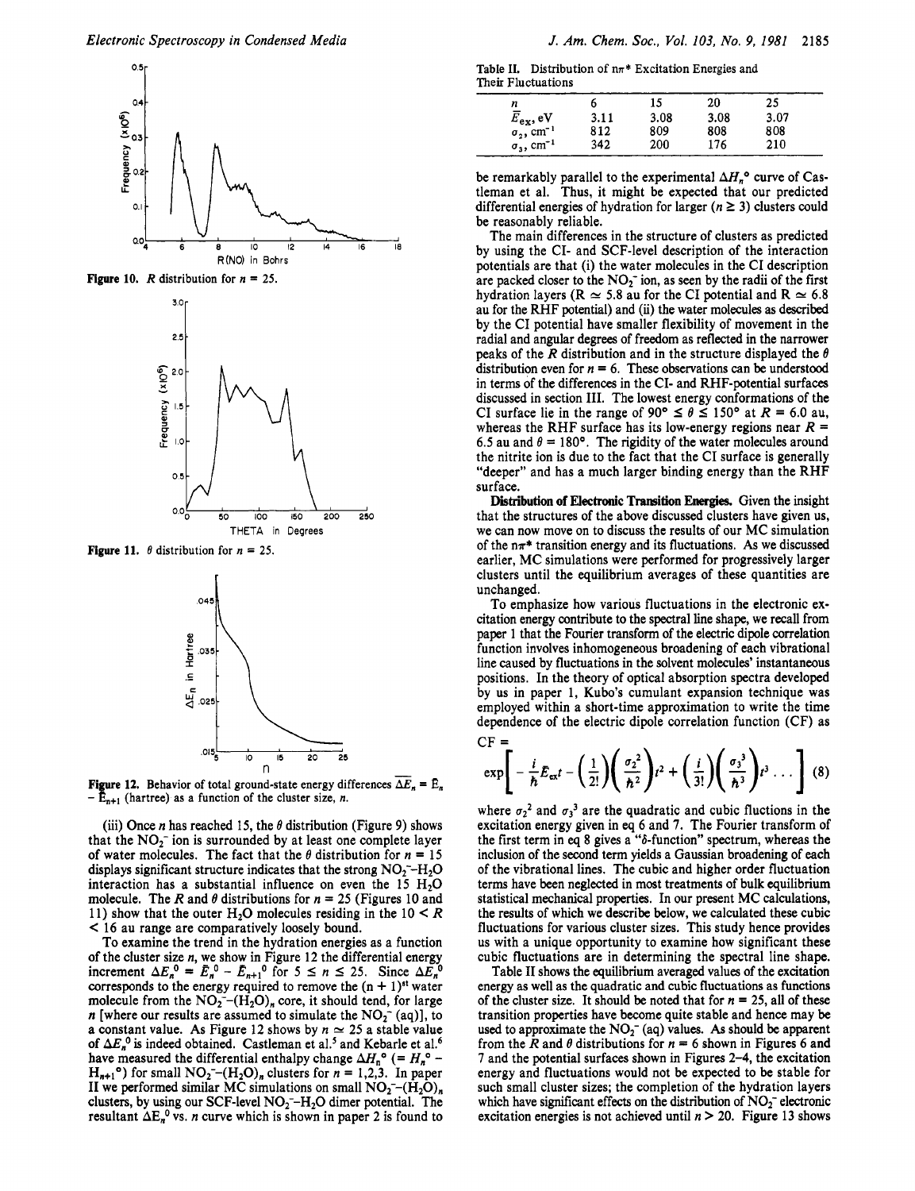0.5

0.4

Frequency ($\times 10^6$)

0.3

0.2

0.1

0.0

4 6 8 10 12 14 16 18

R(NO) in Bohrs

**Figure 10.** $R$ distribution for $n = 25$.

3.0

2.5

2.0

Frequency ($\times 10^6$)

1.5

1.0

0.5

0.0

0 50 100 150 200 250

THETA in Degrees

**Figure 11.** $\theta$ distribution for $n = 25$.

.045

.035

$\Delta E_n$ in Hartree

.025

.015

5 10 15 20 25

n

**Figure 12.** Behavior of total ground-state energy differences $\overline{\Delta E}_n = \bar{E}_n - \bar{E}_{n+1}$ (hartree) as a function of the cluster size, $n$.

(iii) Once $n$ has reached 15, the $\theta$ distribution (Figure 9) shows that the $NO_2^-$ ion is surrounded by at least one complete layer of water molecules. The fact that the $\theta$ distribution for $n = 15$ displays significant structure indicates that the strong $NO_2^-$–$H_2O$ interaction has a substantial influence on even the 15 $H_2O$ molecule. The $R$ and $\theta$ distributions for $n = 25$ (Figures 10 and 11) show that the outer $H_2O$ molecules residing in the $10 < R < 16$ au range are comparatively loosely bound.

To examine the trend in the hydration energies as a function of the cluster size $n$, we show in Figure 12 the differential energy increment $\Delta E_n^0 = \bar{E}_n^0 - \bar{E}_{n+1}^0$ for $5 \leq n \leq 25$. Since $\Delta E_n^0$ corresponds to the energy required to remove the $(n + 1)$st water molecule from the $NO_2^-(H_2O)_n$ core, it should tend, for large $n$ [where our results are assumed to simulate the $NO_2^-$ (aq)], to a constant value. As Figure 12 shows by $n \simeq 25$ a stable value of $\Delta E_n^0$ is indeed obtained. Castleman et al.[5] and Kebarle et al.[6] have measured the differential enthalpy change $\Delta H_n^0$ ($= H_n^0 - H_{n+1}^0$) for small $NO_2^-$–$(H_2O)_n$ clusters for $n = 1,2,3$. In paper II we performed similar MC simulations on small $NO_2^-$–$(H_2O)_n$ clusters, by using our SCF-level $NO_2^-$–$H_2O$ dimer potential. The resultant $\Delta E_n^0$ vs. $n$ curve which is shown in paper 2 is found to be remarkably parallel to the experimental $\Delta H_n^0$ curve of Castleman et al. Thus, it might be expected that our predicted differential energies of hydration for larger ($n \geq 3$) clusters could be reasonably reliable.

The main differences in the structure of clusters as predicted by using the CI- and SCF-level description of the interaction potentials are that (i) the water molecules in the CI description are packed closer to the $NO_2^-$ ion, as seen by the radii of the first hydration layers ($R \simeq 5.8$ au for the CI potential and $R \simeq 6.8$ au for the RHF potential) and (ii) the water molecules as described by the CI potential have smaller flexibility of movement in the radial and angular degrees of freedom as reflected in the narrower peaks of the $R$ distribution and in the structure displayed the $\theta$ distribution even for $n = 6$. These observations can be understood in terms of the differences in the CI- and RHF-potential surfaces discussed in section III. The lowest energy conformations of the CI surface lie in the range of $90° \leq \theta \leq 150°$ at $R = 6.0$ au, whereas the RHF surface has its low-energy regions near $R = 6.5$ au and $\theta = 180°$. The rigidity of the water molecules around the nitrite ion is due to the fact that the CI surface is generally "deeper" and has a much larger binding energy than the RHF surface.

**Distribution of Electronic Transition Energies.** Given the insight that the structures of the above discussed clusters have given us, we can now move on to discuss the results of our MC simulation of the $n\pi^*$ transition energy and its fluctuations. As we discussed earlier, MC simulations were performed for progressively larger clusters until the equilibrium averages of these quantities are unchanged.

To emphasize how various fluctuations in the electronic excitation energy contribute to the spectral line shape, we recall from paper 1 that the Fourier transform of the electric dipole correlation function involves inhomogeneous broadening of each vibrational line caused by fluctuations in the solvent molecules' instantaneous positions. In the theory of optical absorption spectra developed by us in paper 1, Kubo's cumulant expansion technique was employed within a short-time approximation to write the time dependence of the electric dipole correlation function (CF) as

$$\mathrm{CF} = \exp\left[-\frac{i}{\hbar}\bar{E}_{\mathrm{ex}}t - \left(\frac{1}{2!}\right)\left(\frac{\sigma_2^2}{\hbar^2}\right)t^2 + \left(\frac{i}{3!}\right)\left(\frac{\sigma_3^3}{\hbar^3}\right)t^3 \ldots\right] \quad (8)$$

where $\sigma_2^2$ and $\sigma_3^3$ are the quadratic and cubic fluctions in the excitation energy given in eq 6 and 7. The Fourier transform of the first term in eq 8 gives a "$\delta$-function" spectrum, whereas the inclusion of the second term yields a Gaussian broadening of each of the vibrational lines. The cubic and higher order fluctuation terms have been neglected in most treatments of bulk equilibrium statistical mechanical properties. In our present MC calculations, the results of which we describe below, we calculated these cubic fluctuations for various cluster sizes. This study hence provides us with a unique opportunity to examine how significant these cubic fluctuations are in determining the spectral line shape.

**Table II.** Distribution of $n\pi^*$ Excitation Energies and Their Fluctuations

| $n$ | 6 | 15 | 20 | 25 |
|---|---|---|---|---|
| $\bar{E}_{\mathrm{ex}}$, eV | 3.11 | 3.08 | 3.08 | 3.07 |
| $\sigma_2$, cm$^{-1}$ | 812 | 809 | 808 | 808 |
| $\sigma_3$, cm$^{-1}$ | 342 | 200 | 176 | 210 |

Table II shows the equilibrium averaged values of the excitation energy as well as the quadratic and cubic fluctuations as functions of the cluster size. It should be noted that for $n = 25$, all of these transition properties have become quite stable and hence may be used to approximate the $NO_2^-$ (aq) values. As should be apparent from the $R$ and $\theta$ distributions for $n = 6$ shown in Figures 6 and 7 and the potential surfaces shown in Figures 2–4, the excitation energy and fluctuations would not be expected to be stable for such small cluster sizes; the completion of the hydration layers which have significant effects on the distribution of $NO_2^-$ electronic excitation energies is not achieved until $n > 20$. Figure 13 shows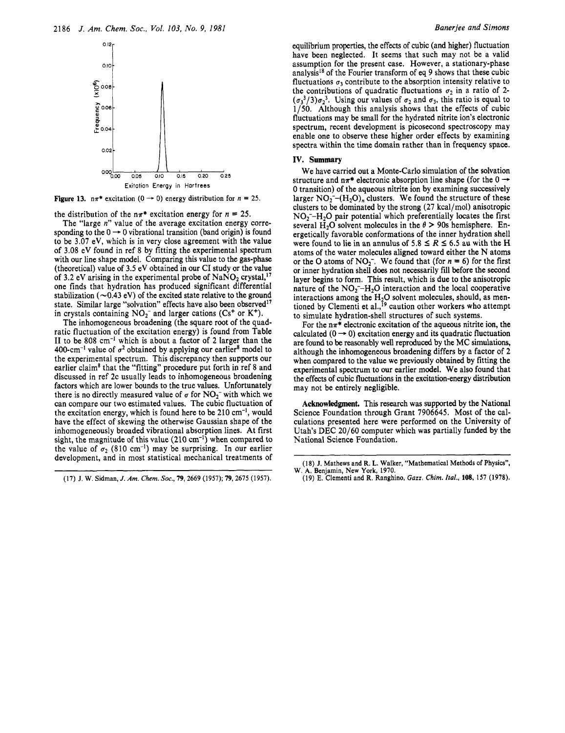0.12

0.10

0.08

0.06

0.04

0.02

0.00

Frequency (×10⁶)

0.00 0.05 0.10 0.15 0.20 0.25

Exitation Energy in Hartrees

**Figure 13.** $n\pi^*$ excitation ($0 \rightarrow 0$) energy distribution for $n = 25$.

the distribution of the $n\pi^*$ excitation energy for $n = 25$.

The "large $n$" value of the average excitation energy corresponding to the $0 \rightarrow 0$ vibrational transition (band origin) is found to be 3.07 eV, which is in very close agreement with the value of 3.08 eV found in ref 8 by fitting the experimental spectrum with our line shape model. Comparing this value to the gas-phase (theoretical) value of 3.5 eV obtained in our CI study or the value of 3.2 eV arising in the experimental probe of $NaNO_2$ crystal,[17] one finds that hydration has produced significant differential stabilization (~0.43 eV) of the excited state relative to the ground state. Similar large "solvation" effects have also been observed[17] in crystals containing $NO_2^-$ and larger cations ($Cs^+$ or $K^+$).

The inhomogeneous broadening (the square root of the quadratic fluctuation of the excitation energy) is found from Table II to be 808 cm$^{-1}$ which is about a factor of 2 larger than the 400-cm$^{-1}$ value of $\sigma^2$ obtained by applying our earlier[8] model to the experimental spectrum. This discrepancy then supports our earlier claim[8] that the "fitting" procedure put forth in ref 8 and discussed in ref 2c usually leads to inhomogeneous broadening factors which are lower bounds to the true values. Unfortunately there is no directly measured value of $\sigma$ for $NO_2^-$ with which we can compare our two estimated values. The cubic fluctuation of the excitation energy, which is found here to be 210 cm$^{-1}$, would have the effect of skewing the otherwise Gaussian shape of the inhomogeneously broadened vibrational absorption lines. At first sight, the magnitude of this value (210 cm$^{-1}$) when compared to the value of $\sigma_2$ (810 cm$^{-1}$) may be surprising. In our earlier development, and in most statistical mechanical treatments of equilibrium properties, the effects of cubic (and higher) fluctuation have been neglected. It seems that such may not be a valid assumption for the present case. However, a stationary-phase analysis[18] of the Fourier transform of eq 9 shows that these cubic fluctuations $\sigma_3$ contribute to the absorption intensity relative to the contributions of quadratic fluctuations $\sigma_2$ in a ratio of $2\text{-}(\sigma_3^3/3)\sigma_2^3$. Using our values of $\sigma_2$ and $\sigma_3$, this ratio is equal to 1/50. Although this analysis shows that the effects of cubic fluctuations may be small for the hydrated nitrite ion's electronic spectrum, recent development is picosecond spectroscopy may enable one to observe these higher order effects by examining spectra within the time domain rather than in frequency space.

## IV. Summary

We have carried out a Monte-Carlo simulation of the solvation structure and $n\pi^*$ electronic absorption line shape (for the $0 \rightarrow 0$ transition) of the aqueous nitrite ion by examining successively larger $NO_2^-$–$(H_2O)_n$ clusters. We found the structure of these clusters to be dominated by the strong (27 kcal/mol) anisotropic $NO_2^-$–$H_2O$ pair potential which preferentially locates the first several $H_2O$ solvent molecules in the $\theta > 90$s hemisphere. Energetically favorable conformations of the inner hydration shell were found to lie in an annulus of $5.8 \leq R \leq 6.5$ au with the H atoms of the water molecules aligned toward either the N atoms or the O atoms of $NO_2^-$. We found that (for $n = 6$) for the first or inner hydration shell does not necessarily fill before the second layer begins to form. This result, which is due to the anisotropic nature of the $NO_2^-$–$H_2O$ interaction and the local cooperative interactions among the $H_2O$ solvent molecules, should, as mentioned by Clementi et al.,[19] caution other workers who attempt to simulate hydration-shell structures of such systems.

For the $n\pi^*$ electronic excitation of the aqueous nitrite ion, the calculated ($0 \rightarrow 0$) excitation energy and its quadratic fluctuation are found to be reasonably well reproduced by the MC simulations, although the inhomogeneous broadening differs by a factor of 2 when compared to the value we previously obtained by fitting the experimental spectrum to our earlier model. We also found that the effects of cubic fluctuations in the excitation-energy distribution may not be entirely negligible.

**Acknowledgment.** This research was supported by the National Science Foundation through Grant 7906645. Most of the calculations presented here were performed on the University of Utah's DEC 20/60 computer which was partially funded by the National Science Foundation.

(17) J. W. Sidman, *J. Am. Chem. Soc.*, **79**, 2669 (1957); **79**, 2675 (1957).

(18) J. Mathews and R. L. Walker, "Mathematical Methods of Physics", W. A. Benjamin, New York, 1970.

(19) E. Clementi and R. Ranghino, *Gazz. Chim. Ital.*, **108**, 157 (1978).